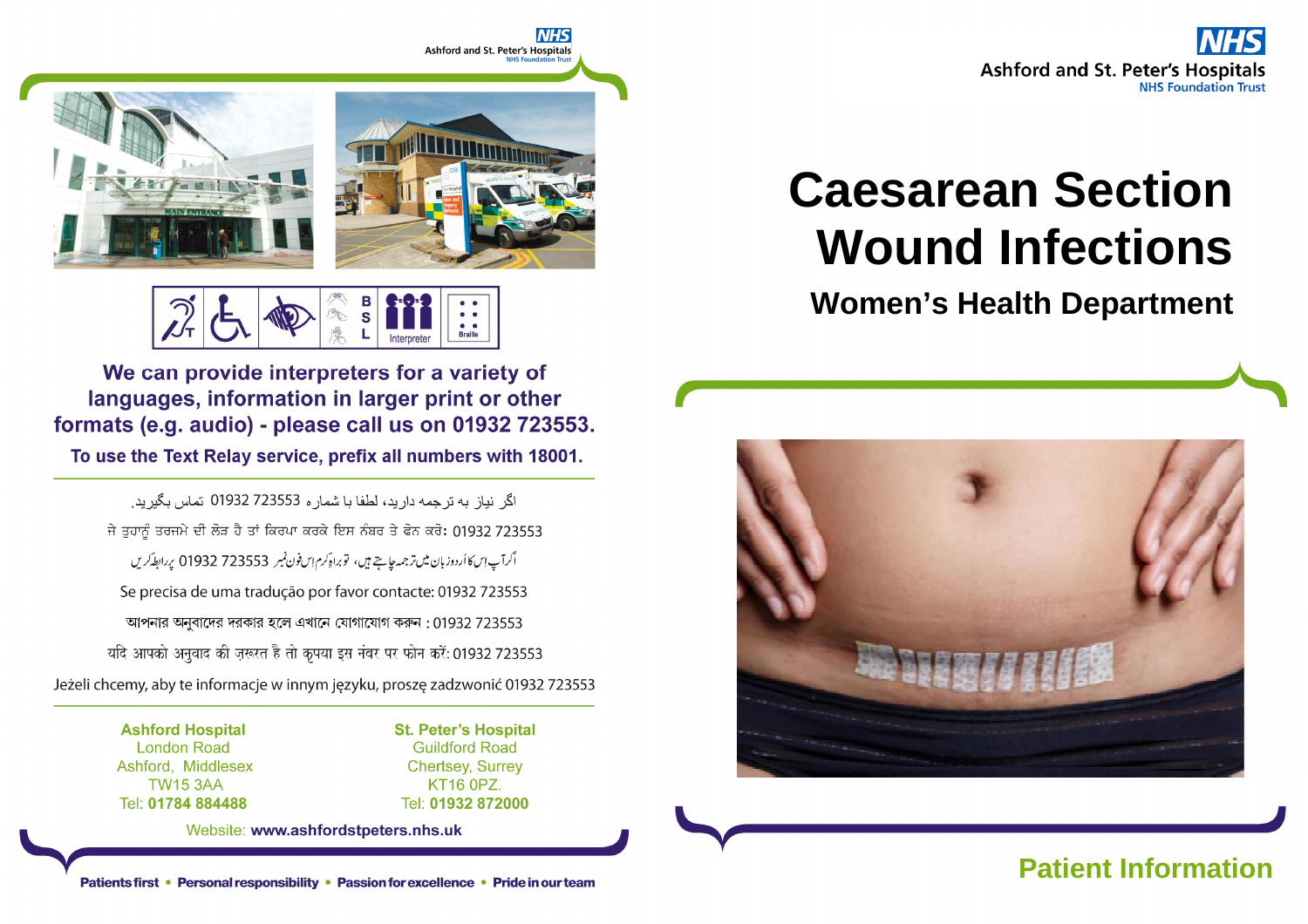# Caesarean Section Wound Infections

## Women's Health Department

Patient Information

Ashford and St. Peter's Hospitals
NHS Foundation Trust

We can provide interpreters for a variety of languages, information in larger print or other formats (e.g. audio) - please call us on 01932 723553.

To use the Text Relay service, prefix all numbers with 18001.

اگر نیاز به ترجمه دارید، لطفا با شماره 01932 723553 تماس بگیرید.

ਜੇ ਤੁਹਾਨੂੰ ਤਰਜਮੇ ਦੀ ਲੋੜ ਹੈ ਤਾਂ ਕਿਰਪਾ ਕਰਕੇ ਇਸ ਨੰਬਰ ਤੇ ਫੋਨ ਕਰੋ: 01932 723553

اگر آپ اس کا اردو زبان میں ترجمہ چاہتے ہیں، تو براہ کرم اس فون نمبر 01932 723553 پر رابطہ کریں

Se precisa de uma tradução por favor contacte: 01932 723553

আপনার অনুবাদের দরকার হলে এখানে যোগাযোগ করুন : 01932 723553

यदि आपको अनुवाद की ज़रूरत है तो कृपया इस नंबर पर फोन करें: 01932 723553

Jeżeli chcemy, aby te informacje w innym języku, proszę zadzwonić 01932 723553

**Ashford Hospital**
London Road
Ashford, Middlesex
TW15 3AA
Tel: **01784 884488**

**St. Peter's Hospital**
Guildford Road
Chertsey, Surrey
KT16 0PZ.
Tel: **01932 872000**

Website: **www.ashfordstpeters.nhs.uk**

**Patients first • Personal responsibility • Passion for excellence • Pride in our team**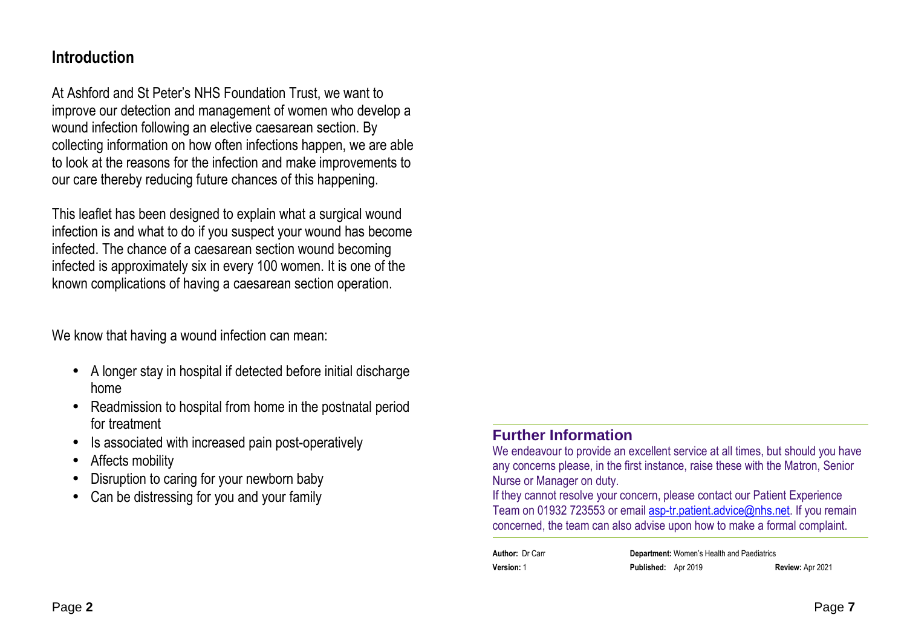## Introduction

At Ashford and St Peter's NHS Foundation Trust, we want to improve our detection and management of women who develop a wound infection following an elective caesarean section. By collecting information on how often infections happen, we are able to look at the reasons for the infection and make improvements to our care thereby reducing future chances of this happening.

This leaflet has been designed to explain what a surgical wound infection is and what to do if you suspect your wound has become infected. The chance of a caesarean section wound becoming infected is approximately six in every 100 women. It is one of the known complications of having a caesarean section operation.

We know that having a wound infection can mean:

- A longer stay in hospital if detected before initial discharge home
- Readmission to hospital from home in the postnatal period for treatment
- Is associated with increased pain post-operatively
- Affects mobility
- Disruption to caring for your newborn baby
- Can be distressing for you and your family

## Further Information

We endeavour to provide an excellent service at all times, but should you have any concerns please, in the first instance, raise these with the Matron, Senior Nurse or Manager on duty.

If they cannot resolve your concern, please contact our Patient Experience Team on 01932 723553 or email asp-tr.patient.advice@nhs.net. If you remain concerned, the team can also advise upon how to make a formal complaint.

**Author:** Dr Carr **Department:** Women's Health and Paediatrics
**Version:** 1 **Published:** Apr 2019 **Review:** Apr 2021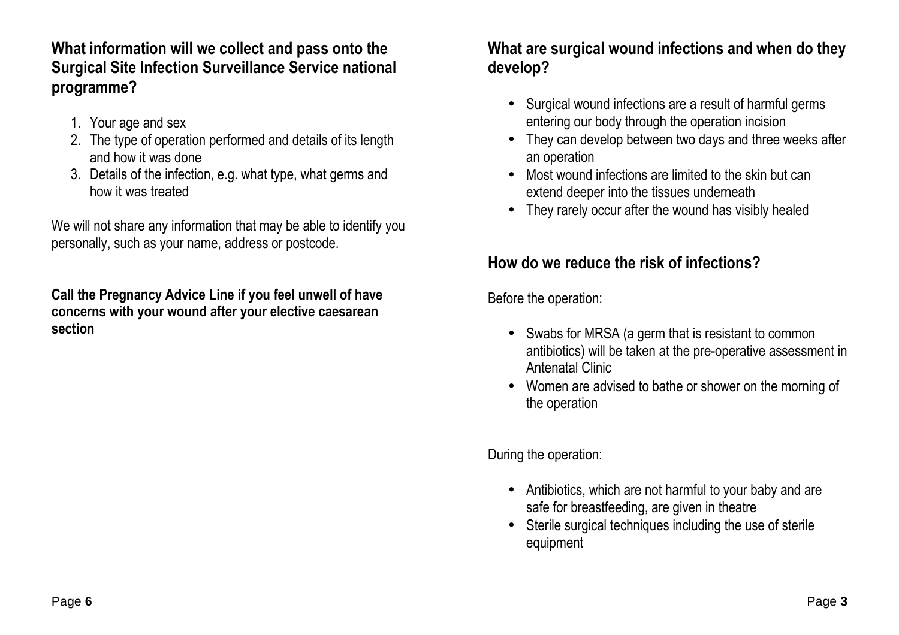## What information will we collect and pass onto the Surgical Site Infection Surveillance Service national programme?

1. Your age and sex
2. The type of operation performed and details of its length and how it was done
3. Details of the infection, e.g. what type, what germs and how it was treated

We will not share any information that may be able to identify you personally, such as your name, address or postcode.

**Call the Pregnancy Advice Line if you feel unwell of have concerns with your wound after your elective caesarean section**

## What are surgical wound infections and when do they develop?

- Surgical wound infections are a result of harmful germs entering our body through the operation incision
- They can develop between two days and three weeks after an operation
- Most wound infections are limited to the skin but can extend deeper into the tissues underneath
- They rarely occur after the wound has visibly healed

## How do we reduce the risk of infections?

Before the operation:

- Swabs for MRSA (a germ that is resistant to common antibiotics) will be taken at the pre-operative assessment in Antenatal Clinic
- Women are advised to bathe or shower on the morning of the operation

During the operation:

- Antibiotics, which are not harmful to your baby and are safe for breastfeeding, are given in theatre
- Sterile surgical techniques including the use of sterile equipment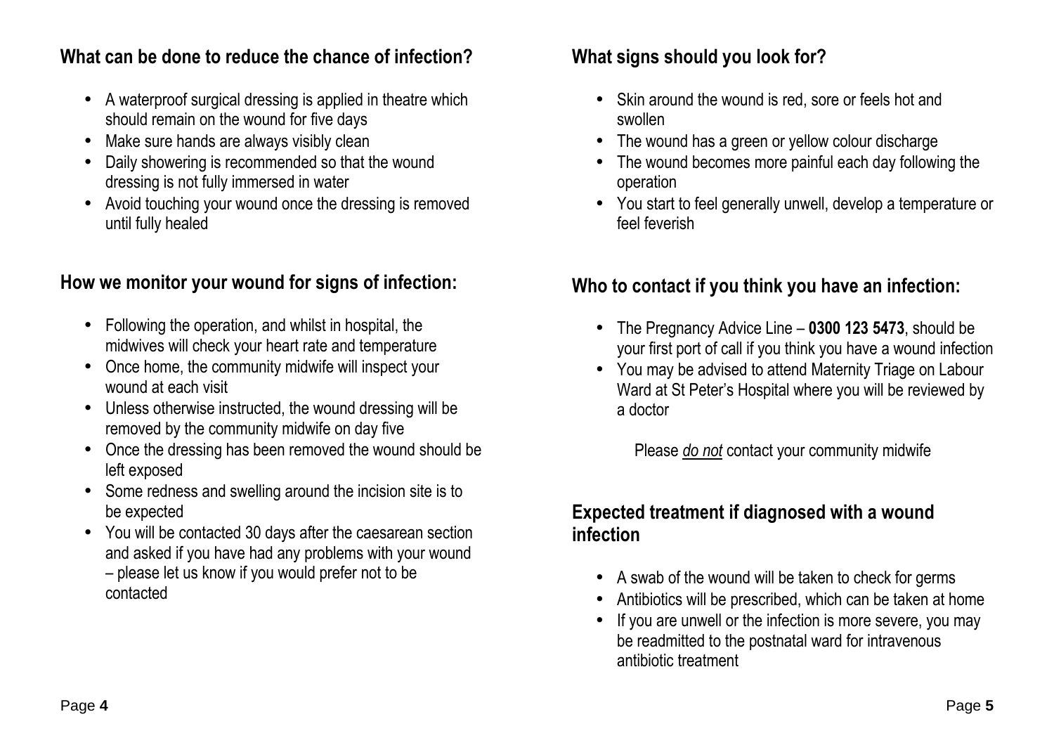## What can be done to reduce the chance of infection?

- A waterproof surgical dressing is applied in theatre which should remain on the wound for five days
- Make sure hands are always visibly clean
- Daily showering is recommended so that the wound dressing is not fully immersed in water
- Avoid touching your wound once the dressing is removed until fully healed

## How we monitor your wound for signs of infection:

- Following the operation, and whilst in hospital, the midwives will check your heart rate and temperature
- Once home, the community midwife will inspect your wound at each visit
- Unless otherwise instructed, the wound dressing will be removed by the community midwife on day five
- Once the dressing has been removed the wound should be left exposed
- Some redness and swelling around the incision site is to be expected
- You will be contacted 30 days after the caesarean section and asked if you have had any problems with your wound – please let us know if you would prefer not to be contacted

## What signs should you look for?

- Skin around the wound is red, sore or feels hot and swollen
- The wound has a green or yellow colour discharge
- The wound becomes more painful each day following the operation
- You start to feel generally unwell, develop a temperature or feel feverish

## Who to contact if you think you have an infection:

- The Pregnancy Advice Line – **0300 123 5473**, should be your first port of call if you think you have a wound infection
- You may be advised to attend Maternity Triage on Labour Ward at St Peter's Hospital where you will be reviewed by a doctor

Please *do not* contact your community midwife

## Expected treatment if diagnosed with a wound infection

- A swab of the wound will be taken to check for germs
- Antibiotics will be prescribed, which can be taken at home
- If you are unwell or the infection is more severe, you may be readmitted to the postnatal ward for intravenous antibiotic treatment